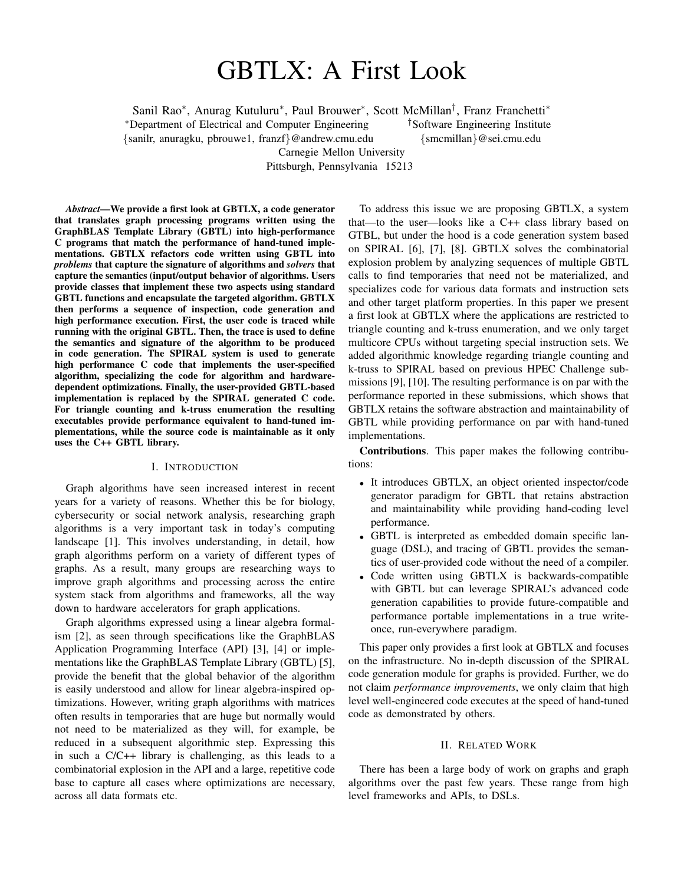# GBTLX: A First Look

Sanil Rao*, Anurag Kutuluru*, Paul Brouwer*, Scott McMillan†, Franz Franchetti*

*Department of Electrical and Computer Engineering †Software Engineering Institute

{sanilr, anuragku, pbrouwe1, franzf}@andrew.cmu.edu {smcmillan}@sei.cmu.edu

Carnegie Mellon University

Pittsburgh, Pennsylvania 15213

***Abstract*—We provide a first look at GBTLX, a code generator that translates graph processing programs written using the GraphBLAS Template Library (GBTL) into high-performance C programs that match the performance of hand-tuned implementations. GBTLX refactors code written using GBTL into *problems* that capture the signature of algorithms and *solvers* that capture the semantics (input/output behavior of algorithms. Users provide classes that implement these two aspects using standard GBTL functions and encapsulate the targeted algorithm. GBTLX then performs a sequence of inspection, code generation and high performance execution. First, the user code is traced while running with the original GBTL. Then, the trace is used to define the semantics and signature of the algorithm to be produced in code generation. The SPIRAL system is used to generate high performance C code that implements the user-specified algorithm, specializing the code for algorithm and hardware-dependent optimizations. Finally, the user-provided GBTL-based implementation is replaced by the SPIRAL generated C code. For triangle counting and k-truss enumeration the resulting executables provide performance equivalent to hand-tuned implementations, while the source code is maintainable as it only uses the C++ GBTL library.**

## I. Introduction

Graph algorithms have seen increased interest in recent years for a variety of reasons. Whether this be for biology, cybersecurity or social network analysis, researching graph algorithms is a very important task in today's computing landscape [1]. This involves understanding, in detail, how graph algorithms perform on a variety of different types of graphs. As a result, many groups are researching ways to improve graph algorithms and processing across the entire system stack from algorithms and frameworks, all the way down to hardware accelerators for graph applications.

Graph algorithms expressed using a linear algebra formalism [2], as seen through specifications like the GraphBLAS Application Programming Interface (API) [3], [4] or implementations like the GraphBLAS Template Library (GBTL) [5], provide the benefit that the global behavior of the algorithm is easily understood and allow for linear algebra-inspired optimizations. However, writing graph algorithms with matrices often results in temporaries that are huge but normally would not need to be materialized as they will, for example, be reduced in a subsequent algorithmic step. Expressing this in such a C/C++ library is challenging, as this leads to a combinatorial explosion in the API and a large, repetitive code base to capture all cases where optimizations are necessary, across all data formats etc.

To address this issue we are proposing GBTLX, a system that—to the user—looks like a C++ class library based on GTBL, but under the hood is a code generation system based on SPIRAL [6], [7], [8]. GBTLX solves the combinatorial explosion problem by analyzing sequences of multiple GBTL calls to find temporaries that need not be materialized, and specializes code for various data formats and instruction sets and other target platform properties. In this paper we present a first look at GBTLX where the applications are restricted to triangle counting and k-truss enumeration, and we only target multicore CPUs without targeting special instruction sets. We added algorithmic knowledge regarding triangle counting and k-truss to SPIRAL based on previous HPEC Challenge submissions [9], [10]. The resulting performance is on par with the performance reported in these submissions, which shows that GBTLX retains the software abstraction and maintainability of GBTL while providing performance on par with hand-tuned implementations.

**Contributions**. This paper makes the following contributions:

- It introduces GBTLX, an object oriented inspector/code generator paradigm for GBTL that retains abstraction and maintainability while providing hand-coding level performance.
- GBTL is interpreted as embedded domain specific language (DSL), and tracing of GBTL provides the semantics of user-provided code without the need of a compiler.
- Code written using GBTLX is backwards-compatible with GBTL but can leverage SPIRAL's advanced code generation capabilities to provide future-compatible and performance portable implementations in a true write-once, run-everywhere paradigm.

This paper only provides a first look at GBTLX and focuses on the infrastructure. No in-depth discussion of the SPIRAL code generation module for graphs is provided. Further, we do not claim *performance improvements*, we only claim that high level well-engineered code executes at the speed of hand-tuned code as demonstrated by others.

## II. Related Work

There has been a large body of work on graphs and graph algorithms over the past few years. These range from high level frameworks and APIs, to DSLs.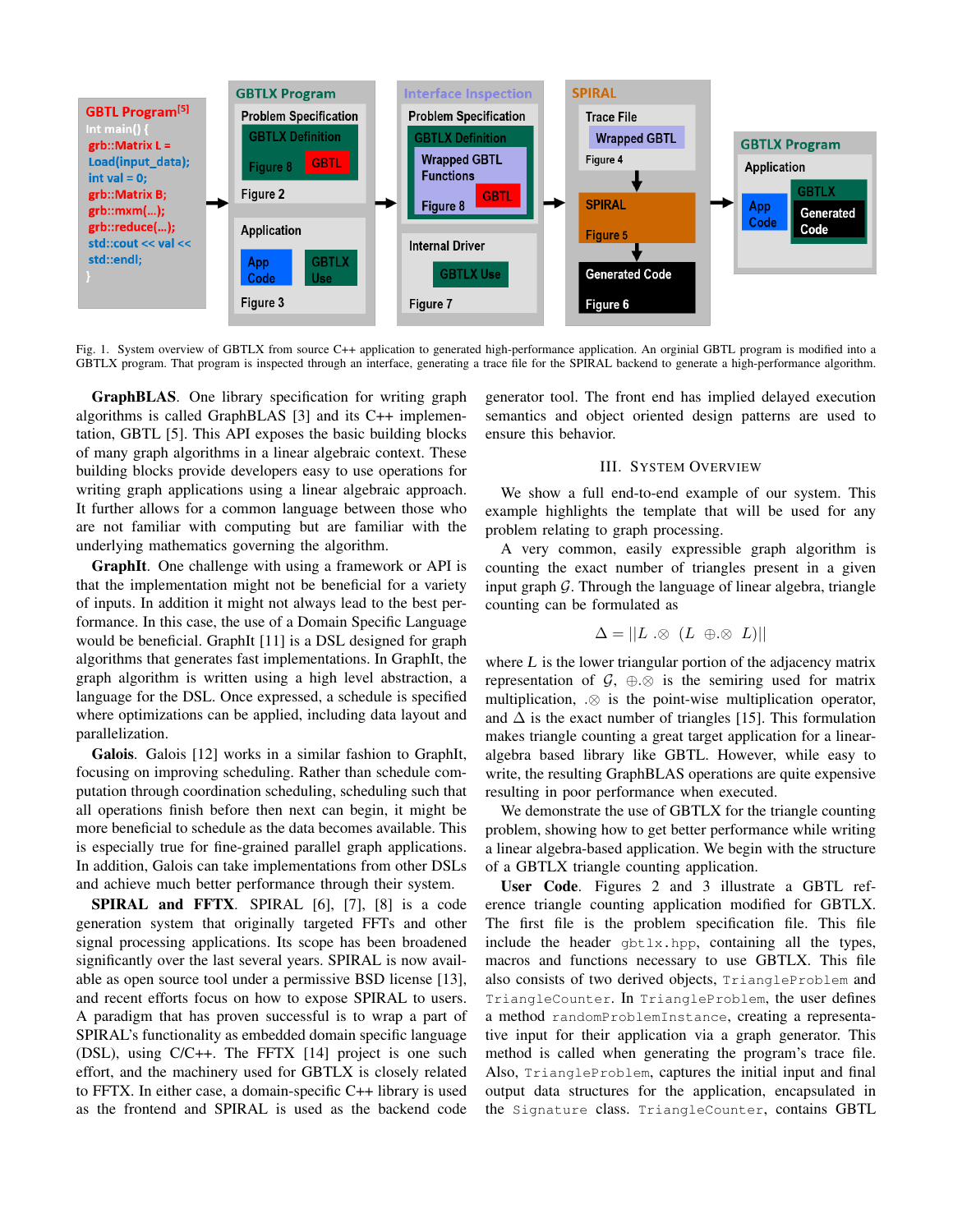Fig. 1. System overview of GBTLX from source C++ application to generated high-performance application. An orginial GBTL program is modified into a GBTLX program. That program is inspected through an interface, generating a trace file for the SPIRAL backend to generate a high-performance algorithm.

**GraphBLAS**. One library specification for writing graph algorithms is called GraphBLAS [3] and its C++ implementation, GBTL [5]. This API exposes the basic building blocks of many graph algorithms in a linear algebraic context. These building blocks provide developers easy to use operations for writing graph applications using a linear algebraic approach. It further allows for a common language between those who are not familiar with computing but are familiar with the underlying mathematics governing the algorithm.

**GraphIt**. One challenge with using a framework or API is that the implementation might not be beneficial for a variety of inputs. In addition it might not always lead to the best performance. In this case, the use of a Domain Specific Language would be beneficial. GraphIt [11] is a DSL designed for graph algorithms that generates fast implementations. In GraphIt, the graph algorithm is written using a high level abstraction, a language for the DSL. Once expressed, a schedule is specified where optimizations can be applied, including data layout and parallelization.

**Galois**. Galois [12] works in a similar fashion to GraphIt, focusing on improving scheduling. Rather than schedule computation through coordination scheduling, scheduling such that all operations finish before then next can begin, it might be more beneficial to schedule as the data becomes available. This is especially true for fine-grained parallel graph applications. In addition, Galois can take implementations from other DSLs and achieve much better performance through their system.

**SPIRAL and FFTX**. SPIRAL [6], [7], [8] is a code generation system that originally targeted FFTs and other signal processing applications. Its scope has been broadened significantly over the last several years. SPIRAL is now available as open source tool under a permissive BSD license [13], and recent efforts focus on how to expose SPIRAL to users. A paradigm that has proven successful is to wrap a part of SPIRAL's functionality as embedded domain specific language (DSL), using C/C++. The FFTX [14] project is one such effort, and the machinery used for GBTLX is closely related to FFTX. In either case, a domain-specific C++ library is used as the frontend and SPIRAL is used as the backend code generator tool. The front end has implied delayed execution semantics and object oriented design patterns are used to ensure this behavior.

## III. System Overview

We show a full end-to-end example of our system. This example highlights the template that will be used for any problem relating to graph processing.

A very common, easily expressible graph algorithm is counting the exact number of triangles present in a given input graph $\mathcal{G}$. Through the language of linear algebra, triangle counting can be formulated as

$$\Delta = ||L \,.\!\otimes\, (L \,\oplus.\!\otimes\, L)||$$

where $L$ is the lower triangular portion of the adjacency matrix representation of $\mathcal{G}$, $\oplus.\otimes$ is the semiring used for matrix multiplication, $.\otimes$ is the point-wise multiplication operator, and $\Delta$ is the exact number of triangles [15]. This formulation makes triangle counting a great target application for a linear-algebra based library like GBTL. However, while easy to write, the resulting GraphBLAS operations are quite expensive resulting in poor performance when executed.

We demonstrate the use of GBTLX for the triangle counting problem, showing how to get better performance while writing a linear algebra-based application. We begin with the structure of a GBTLX triangle counting application.

**User Code**. Figures 2 and 3 illustrate a GBTL reference triangle counting application modified for GBTLX. The first file is the problem specification file. This file include the header `gbtlx.hpp`, containing all the types, macros and functions necessary to use GBTLX. This file also consists of two derived objects, `TriangleProblem` and `TriangleCounter`. In `TriangleProblem`, the user defines a method `randomProblemInstance`, creating a representative input for their application via a graph generator. This method is called when generating the program's trace file. Also, `TriangleProblem`, captures the initial input and final output data structures for the application, encapsulated in the `Signature` class. `TriangleCounter`, contains GBTL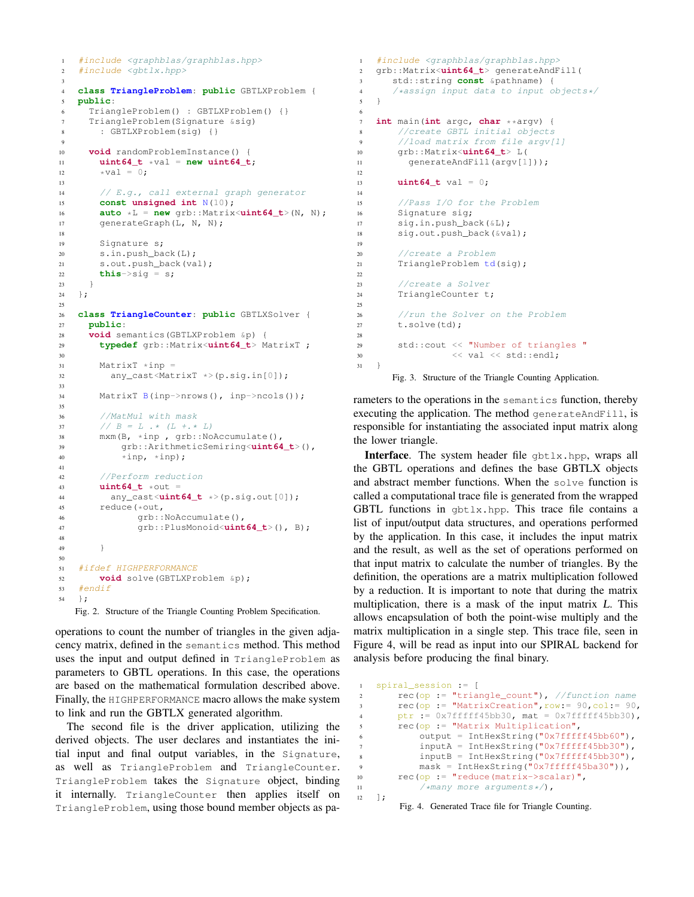```cpp
#include <graphblas/graphblas.hpp>
#include <gbtlx.hpp>

class TriangleProblem: public GBTLXProblem {
public:
  TriangleProblem() : GBTLXProblem() {}
  TriangleProblem(Signature &sig)
    : GBTLXProblem(sig) {}

  void randomProblemInstance() {
    uint64_t *val = new uint64_t;
    *val = 0;

    // E.g., call external graph generator
    const unsigned int N(10);
    auto *L = new grb::Matrix<uint64_t>(N, N);
    generateGraph(L, N, N);

    Signature s;
    s.in.push_back(L);
    s.out.push_back(val);
    this->sig = s;
  }
};

class TriangleCounter: public GBTLXSolver {
  public:
  void semantics(GBTLXProblem &p) {
    typedef grb::Matrix<uint64_t> MatrixT ;

    MatrixT *inp =
      any_cast<MatrixT *>(p.sig.in[0]);

    MatrixT B(inp->nrows(), inp->ncols());

    //MatMul with mask
    // B = L .* (L +.* L)
    mxm(B, *inp , grb::NoAccumulate(),
        grb::ArithmeticSemiring<uint64_t>(),
        *inp, *inp);

    //Perform reduction
    uint64_t *out =
      any_cast<uint64_t *>(p.sig.out[0]);
    reduce(*out,
           grb::NoAccumulate(),
           grb::PlusMonoid<uint64_t>(), B);

    }

#ifdef HIGHPERFORMANCE
    void solve(GBTLXProblem &p);
#endif
};
```

Fig. 2. Structure of the Triangle Counting Problem Specification.

operations to count the number of triangles in the given adjacency matrix, defined in the `semantics` method. This method uses the input and output defined in `TriangleProblem` as parameters to GBTL operations. In this case, the operations are based on the mathematical formulation described above. Finally, the `HIGHPERFORMANCE` macro allows the make system to link and run the GBTLX generated algorithm.

The second file is the driver application, utilizing the derived objects. The user declares and instantiates the initial input and final output variables, in the `Signature`, as well as `TriangleProblem` and `TriangleCounter`. `TriangleProblem` takes the `Signature` object, binding it internally. `TriangleCounter` then applies itself on `TriangleProblem`, using those bound member objects as parameters to the operations in the `semantics` function, thereby executing the application. The method `generateAndFill`, is responsible for instantiating the associated input matrix along the lower triangle.

```cpp
#include <graphblas/graphblas.hpp>
grb::Matrix<uint64_t> generateAndFill(
   std::string const &pathname) {
   /*assign input data to input objects*/
}

int main(int argc, char **argv) {
    //create GBTL initial objects
    //load matrix from file argv[1]
    grb::Matrix<uint64_t> L(
      generateAndFill(argv[1]));

    uint64_t val = 0;

    //Pass I/O for the Problem
    Signature sig;
    sig.in.push_back(&L);
    sig.out.push_back(&val);

    //create a Problem
    TriangleProblem td(sig);

    //create a Solver
    TriangleCounter t;

    //run the Solver on the Problem
    t.solve(td);

    std::cout << "Number of triangles "
              << val << std::endl;
}
```

Fig. 3. Structure of the Triangle Counting Application.

**Interface**. The system header file `gbtlx.hpp`, wraps all the GBTL operations and defines the base GBTLX objects and abstract member functions. When the `solve` function is called a computational trace file is generated from the wrapped GBTL functions in `gbtlx.hpp`. This trace file contains a list of input/output data structures, and operations performed by the application. In this case, it includes the input matrix and the result, as well as the set of operations performed on that input matrix to calculate the number of triangles. By the definition, the operations are a matrix multiplication followed by a reduction. It is important to note that during the matrix multiplication, there is a mask of the input matrix *L*. This allows encapsulation of both the point-wise multiply and the matrix multiplication in a single step. This trace file, seen in Figure 4, will be read as input into our SPIRAL backend for analysis before producing the final binary.

```
spiral_session := [
    rec(op := "triangle_count"), //function name
    rec(op := "MatrixCreation",row:= 90,col:= 90,
    ptr := 0x7fffff45bb30, mat = 0x7fffff45bb30),
    rec(op := "Matrix Multiplication",
        output = IntHexString("0x7fffff45bb60"),
        inputA = IntHexString("0x7fffff45bb30"),
        inputB = IntHexString("0x7fffff45bb30"),
        mask = IntHexString("0x7fffff45ba30")),
    rec(op := "reduce(matrix->scalar)",
        /*many more arguments*/),
];
```

Fig. 4. Generated Trace file for Triangle Counting.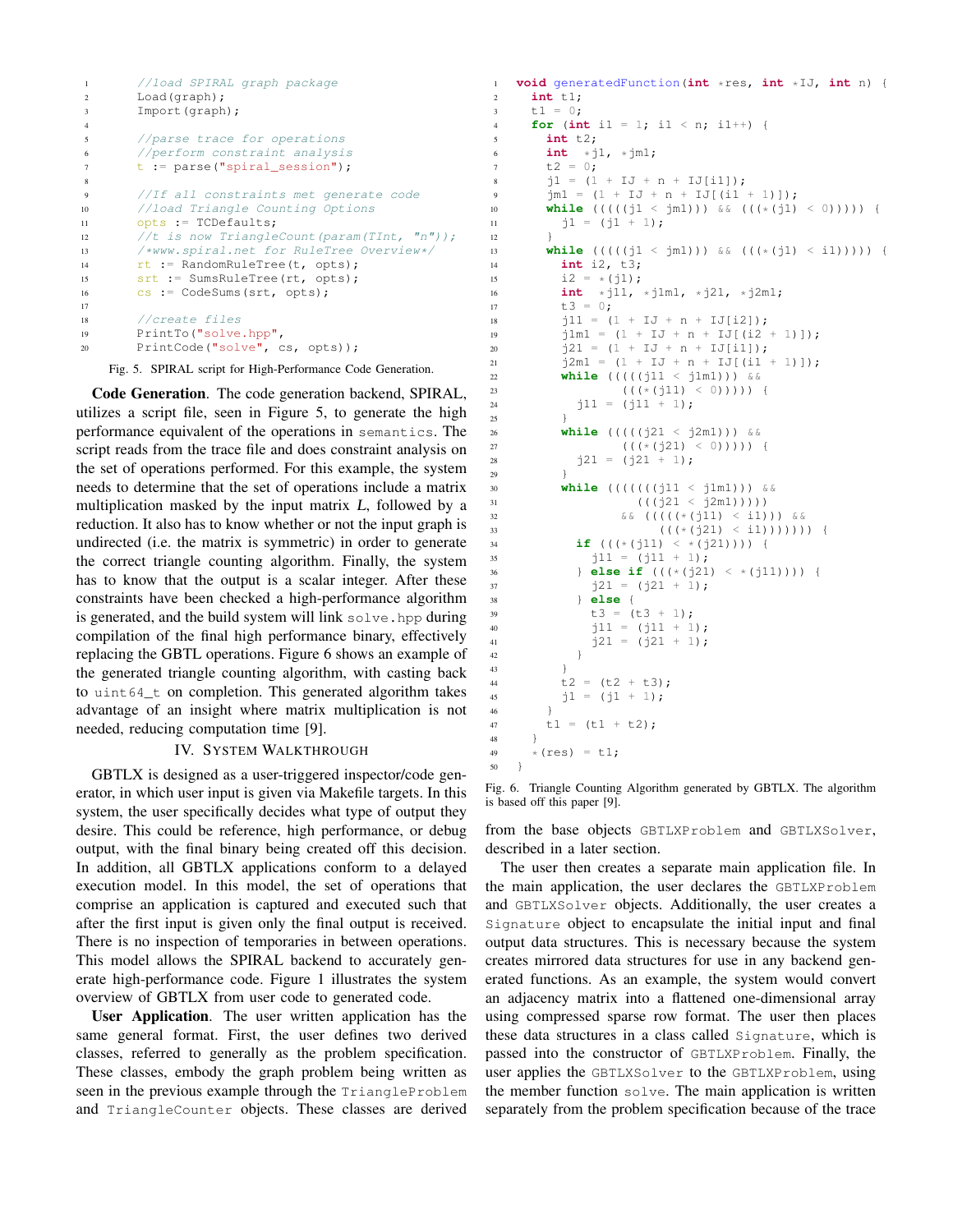```
//load SPIRAL graph package
Load(graph);
Import(graph);

//parse trace for operations
//perform constraint analysis
t := parse("spiral_session");

//If all constraints met generate code
//load Triangle Counting Options
opts := TCDefaults;
//t is now TriangleCount(param(TInt, "n"));
/*www.spiral.net for RuleTree Overview*/
rt := RandomRuleTree(t, opts);
srt := SumsRuleTree(rt, opts);
cs := CodeSums(srt, opts);

//create files
PrintTo("solve.hpp",
PrintCode("solve", cs, opts));
```

Fig. 5. SPIRAL script for High-Performance Code Generation.

**Code Generation**. The code generation backend, SPIRAL, utilizes a script file, seen in Figure 5, to generate the high performance equivalent of the operations in `semantics`. The script reads from the trace file and does constraint analysis on the set of operations performed. For this example, the system needs to determine that the set of operations include a matrix multiplication masked by the input matrix *L*, followed by a reduction. It also has to know whether or not the input graph is undirected (i.e. the matrix is symmetric) in order to generate the correct triangle counting algorithm. Finally, the system has to know that the output is a scalar integer. After these constraints have been checked a high-performance algorithm is generated, and the build system will link `solve.hpp` during compilation of the final high performance binary, effectively replacing the GBTL operations. Figure 6 shows an example of the generated triangle counting algorithm, with casting back to `uint64_t` on completion. This generated algorithm takes advantage of an insight where matrix multiplication is not needed, reducing computation time [9].

## IV. System Walkthrough

GBTLX is designed as a user-triggered inspector/code generator, in which user input is given via Makefile targets. In this system, the user specifically decides what type of output they desire. This could be reference, high performance, or debug output, with the final binary being created off this decision. In addition, all GBTLX applications conform to a delayed execution model. In this model, the set of operations that comprise an application is captured and executed such that after the first input is given only the final output is received. There is no inspection of temporaries in between operations. This model allows the SPIRAL backend to accurately generate high-performance code. Figure 1 illustrates the system overview of GBTLX from user code to generated code.

**User Application**. The user written application has the same general format. First, the user defines two derived classes, referred to generally as the problem specification. These classes, embody the graph problem being written as seen in the previous example through the `TriangleProblem` and `TriangleCounter` objects. These classes are derived

```
void generatedFunction(int *res, int *IJ, int n) {
  int t1;
  t1 = 0;
  for (int i1 = 1; i1 < n; i1++) {
    int t2;
    int  *j1, *jm1;
    t2 = 0;
    j1 = (1 + IJ + n + IJ[i1]);
    jm1 = (1 + IJ + n + IJ[(i1 + 1)]);
    while (((((j1 < jm1))) && (((*(j1) < 0))))) {
      j1 = (j1 + 1);
    }
    while (((((j1 < jm1))) && (((*(j1) < i1))))) {
      int i2, t3;
      i2 = *(j1);
      int  *j11, *j1m1, *j21, *j2m1;
      t3 = 0;
      j11 = (1 + IJ + n + IJ[i2]);
      j1m1 = (1 + IJ + n + IJ[(i2 + 1)]);
      j21 = (1 + IJ + n + IJ[i1]);
      j2m1 = (1 + IJ + n + IJ[(i1 + 1)]);
      while (((((j11 < j1m1))) &&
              (((*(j11) < 0))))) {
        j11 = (j11 + 1);
      }
      while (((((j21 < j2m1))) &&
              (((*(j21) < 0))))) {
        j21 = (j21 + 1);
      }
      while ((((((((j11 < j1m1))) &&
                 (((j21 < j2m1)))))
              && (((((*(j11) < i1))) &&
                   (((*(j21) < i1))))))) {
        if (((*(j11) < *(j21)))) {
          j11 = (j11 + 1);
        } else if (((*(j21) < *(j11)))) {
          j21 = (j21 + 1);
        } else {
          t3 = (t3 + 1);
          j11 = (j11 + 1);
          j21 = (j21 + 1);
        }
      }
      t2 = (t2 + t3);
      j1 = (j1 + 1);
    }
    t1 = (t1 + t2);
  }
  *(res) = t1;
}
```

Fig. 6. Triangle Counting Algorithm generated by GBTLX. The algorithm is based off this paper [9].

from the base objects `GBTLXProblem` and `GBTLXSolver`, described in a later section.

The user then creates a separate main application file. In the main application, the user declares the `GBTLXProblem` and `GBTLXSolver` objects. Additionally, the user creates a `Signature` object to encapsulate the initial input and final output data structures. This is necessary because the system creates mirrored data structures for use in any backend generated functions. As an example, the system would convert an adjacency matrix into a flattened one-dimensional array using compressed sparse row format. The user then places these data structures in a class called `Signature`, which is passed into the constructor of `GBTLXProblem`. Finally, the user applies the `GBTLXSolver` to the `GBTLXProblem`, using the member function `solve`. The main application is written separately from the problem specification because of the trace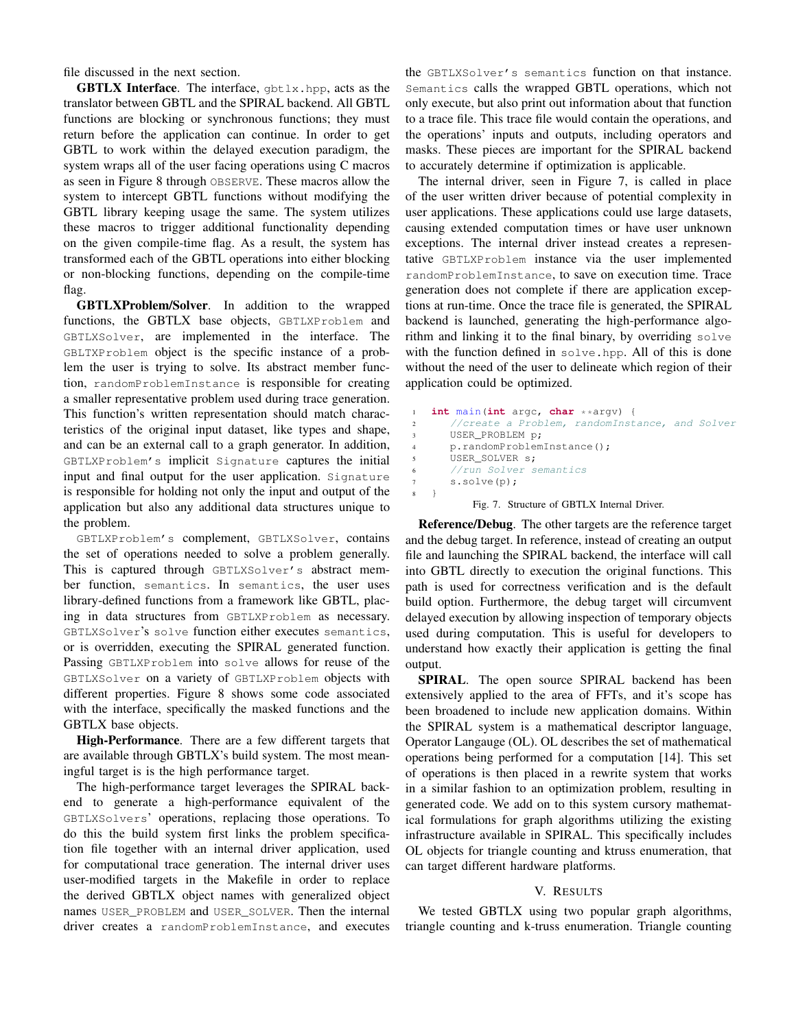file discussed in the next section.

**GBTLX Interface**. The interface, `gbtlx.hpp`, acts as the translator between GBTL and the SPIRAL backend. All GBTL functions are blocking or synchronous functions; they must return before the application can continue. In order to get GBTL to work within the delayed execution paradigm, the system wraps all of the user facing operations using C macros as seen in Figure 8 through `OBSERVE`. These macros allow the system to intercept GBTL functions without modifying the GBTL library keeping usage the same. The system utilizes these macros to trigger additional functionality depending on the given compile-time flag. As a result, the system has transformed each of the GBTL operations into either blocking or non-blocking functions, depending on the compile-time flag.

**GBTLXProblem/Solver**. In addition to the wrapped functions, the GBTLX base objects, `GBTLXProblem` and `GBTLXSolver`, are implemented in the interface. The `GBLTXProblem` object is the specific instance of a problem the user is trying to solve. Its abstract member function, `randomProblemInstance` is responsible for creating a smaller representative problem used during trace generation. This function's written representation should match characteristics of the original input dataset, like types and shape, and can be an external call to a graph generator. In addition, `GBTLXProblem's` implicit `Signature` captures the initial input and final output for the user application. `Signature` is responsible for holding not only the input and output of the application but also any additional data structures unique to the problem.

`GBTLXProblem's` complement, `GBTLXSolver`, contains the set of operations needed to solve a problem generally. This is captured through `GBTLXSolver's` abstract member function, `semantics`. In `semantics`, the user uses library-defined functions from a framework like GBTL, placing in data structures from `GBTLXProblem` as necessary. `GBTLXSolver`'s `solve` function either executes `semantics`, or is overridden, executing the SPIRAL generated function. Passing `GBTLXProblem` into `solve` allows for reuse of the `GBTLXSolver` on a variety of `GBTLXProblem` objects with different properties. Figure 8 shows some code associated with the interface, specifically the masked functions and the GBTLX base objects.

**High-Performance**. There are a few different targets that are available through GBTLX's build system. The most meaningful target is is the high performance target.

The high-performance target leverages the SPIRAL backend to generate a high-performance equivalent of the `GBTLXSolvers`' operations, replacing those operations. To do this the build system first links the problem specification file together with an internal driver application, used for computational trace generation. The internal driver uses user-modified targets in the Makefile in order to replace the derived GBTLX object names with generalized object names `USER_PROBLEM` and `USER_SOLVER`. Then the internal driver creates a `randomProblemInstance`, and executes the `GBTLXSolver's semantics` function on that instance. `Semantics` calls the wrapped GBTL operations, which not only execute, but also print out information about that function to a trace file. This trace file would contain the operations, and the operations' inputs and outputs, including operators and masks. These pieces are important for the SPIRAL backend to accurately determine if optimization is applicable.

The internal driver, seen in Figure 7, is called in place of the user written driver because of potential complexity in user applications. These applications could use large datasets, causing extended computation times or have user unknown exceptions. The internal driver instead creates a representative `GBTLXProblem` instance via the user implemented `randomProblemInstance`, to save on execution time. Trace generation does not complete if there are application exceptions at run-time. Once the trace file is generated, the SPIRAL backend is launched, generating the high-performance algorithm and linking it to the final binary, by overriding `solve` with the function defined in `solve.hpp`. All of this is done without the need of the user to delineate which region of their application could be optimized.

```
int main(int argc, char **argv) {
    //create a Problem, randomInstance, and Solver
    USER_PROBLEM p;
    p.randomProblemInstance();
    USER_SOLVER s;
    //run Solver semantics
    s.solve(p);
}
```

Fig. 7. Structure of GBTLX Internal Driver.

**Reference/Debug**. The other targets are the reference target and the debug target. In reference, instead of creating an output file and launching the SPIRAL backend, the interface will call into GBTL directly to execution the original functions. This path is used for correctness verification and is the default build option. Furthermore, the debug target will circumvent delayed execution by allowing inspection of temporary objects used during computation. This is useful for developers to understand how exactly their application is getting the final output.

**SPIRAL**. The open source SPIRAL backend has been extensively applied to the area of FFTs, and it's scope has been broadened to include new application domains. Within the SPIRAL system is a mathematical descriptor language, Operator Langauge (OL). OL describes the set of mathematical operations being performed for a computation [14]. This set of operations is then placed in a rewrite system that works in a similar fashion to an optimization problem, resulting in generated code. We add on to this system cursory mathematical formulations for graph algorithms utilizing the existing infrastructure available in SPIRAL. This specifically includes OL objects for triangle counting and ktruss enumeration, that can target different hardware platforms.

## V. Results

We tested GBTLX using two popular graph algorithms, triangle counting and k-truss enumeration. Triangle counting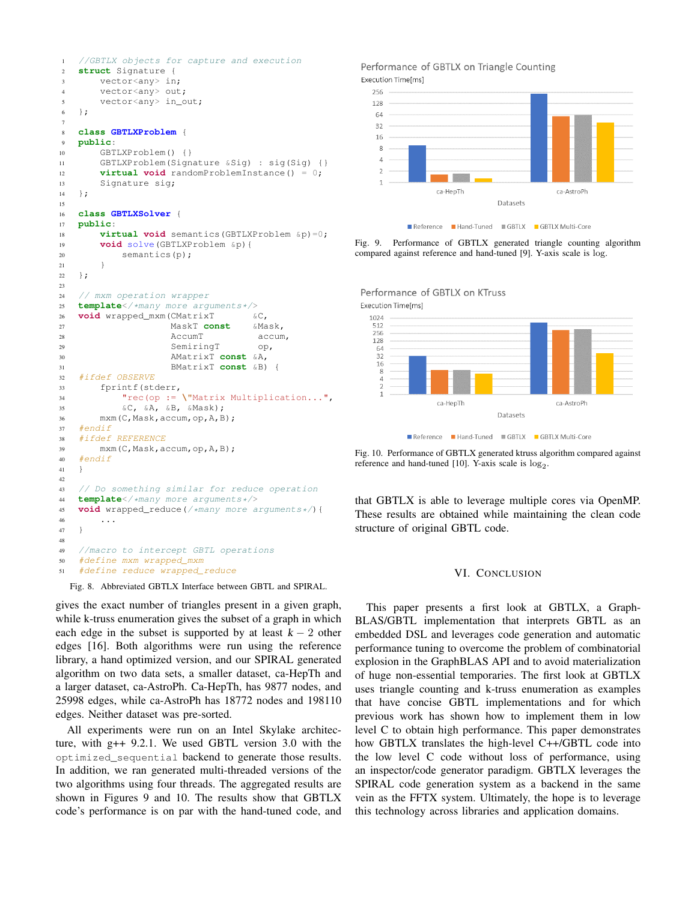```
//GBTLX objects for capture and execution
struct Signature {
    vector<any> in;
    vector<any> out;
    vector<any> in_out;
};

class GBTLXProblem {
public:
    GBTLXProblem() {}
    GBTLXProblem(Signature &Sig) : sig(Sig) {}
    virtual void randomProblemInstance() = 0;
    Signature sig;
};

class GBTLXSolver {
public:
    virtual void semantics(GBTLXProblem &p)=0;
    void solve(GBTLXProblem &p){
        semantics(p);
    }
};

// mxm operation wrapper
template</*many more arguments*/>
void wrapped_mxm(CMatrixT       &C,
                 MaskT const    &Mask,
                 AccumT          accum,
                 SemiringT       op,
                 AMatrixT const &A,
                 BMatrixT const &B) {
#ifdef OBSERVE
    fprintf(stderr,
        "rec(op := \"Matrix Multiplication...",
        &C, &A, &B, &Mask);
    mxm(C,Mask,accum,op,A,B);
#endif
#ifdef REFERENCE
    mxm(C,Mask,accum,op,A,B);
#endif
}

// Do something similar for reduce operation
template</*many more arguments*/>
void wrapped_reduce(/*many more arguments*/){
    ...
}

//macro to intercept GBTL operations
#define mxm wrapped_mxm
#define reduce wrapped_reduce
```

Fig. 8. Abbreviated GBTLX Interface between GBTL and SPIRAL.

gives the exact number of triangles present in a given graph, while k-truss enumeration gives the subset of a graph in which each edge in the subset is supported by at least $k - 2$ other edges [16]. Both algorithms were run using the reference library, a hand optimized version, and our SPIRAL generated algorithm on two data sets, a smaller dataset, ca-HepTh and a larger dataset, ca-AstroPh. Ca-HepTh, has 9877 nodes, and 25998 edges, while ca-AstroPh has 18772 nodes and 198110 edges. Neither dataset was pre-sorted.

All experiments were run on an Intel Skylake architecture, with g++ 9.2.1. We used GBTL version 3.0 with the `optimized_sequential` backend to generate those results. In addition, we ran generated multi-threaded versions of the two algorithms using four threads. The aggregated results are shown in Figures 9 and 10. The results show that GBTLX code's performance is on par with the hand-tuned code, and that GBTLX is able to leverage multiple cores via OpenMP. These results are obtained while maintaining the clean code structure of original GBTL code.

Fig. 9. Performance of GBTLX generated triangle counting algorithm compared against reference and hand-tuned [9]. Y-axis scale is log.

Fig. 10. Performance of GBTLX generated ktruss algorithm compared against reference and hand-tuned [10]. Y-axis scale is $\log_2$.

## VI. Conclusion

This paper presents a first look at GBTLX, a GraphBLAS/GBTL implementation that interprets GBTL as an embedded DSL and leverages code generation and automatic performance tuning to overcome the problem of combinatorial explosion in the GraphBLAS API and to avoid materialization of huge non-essential temporaries. The first look at GBTLX uses triangle counting and k-truss enumeration as examples that have concise GBTL implementations and for which previous work has shown how to implement them in low level C to obtain high performance. This paper demonstrates how GBTLX translates the high-level C++/GBTL code into the low level C code without loss of performance, using an inspector/code generator paradigm. GBTLX leverages the SPIRAL code generation system as a backend in the same vein as the FFTX system. Ultimately, the hope is to leverage this technology across libraries and application domains.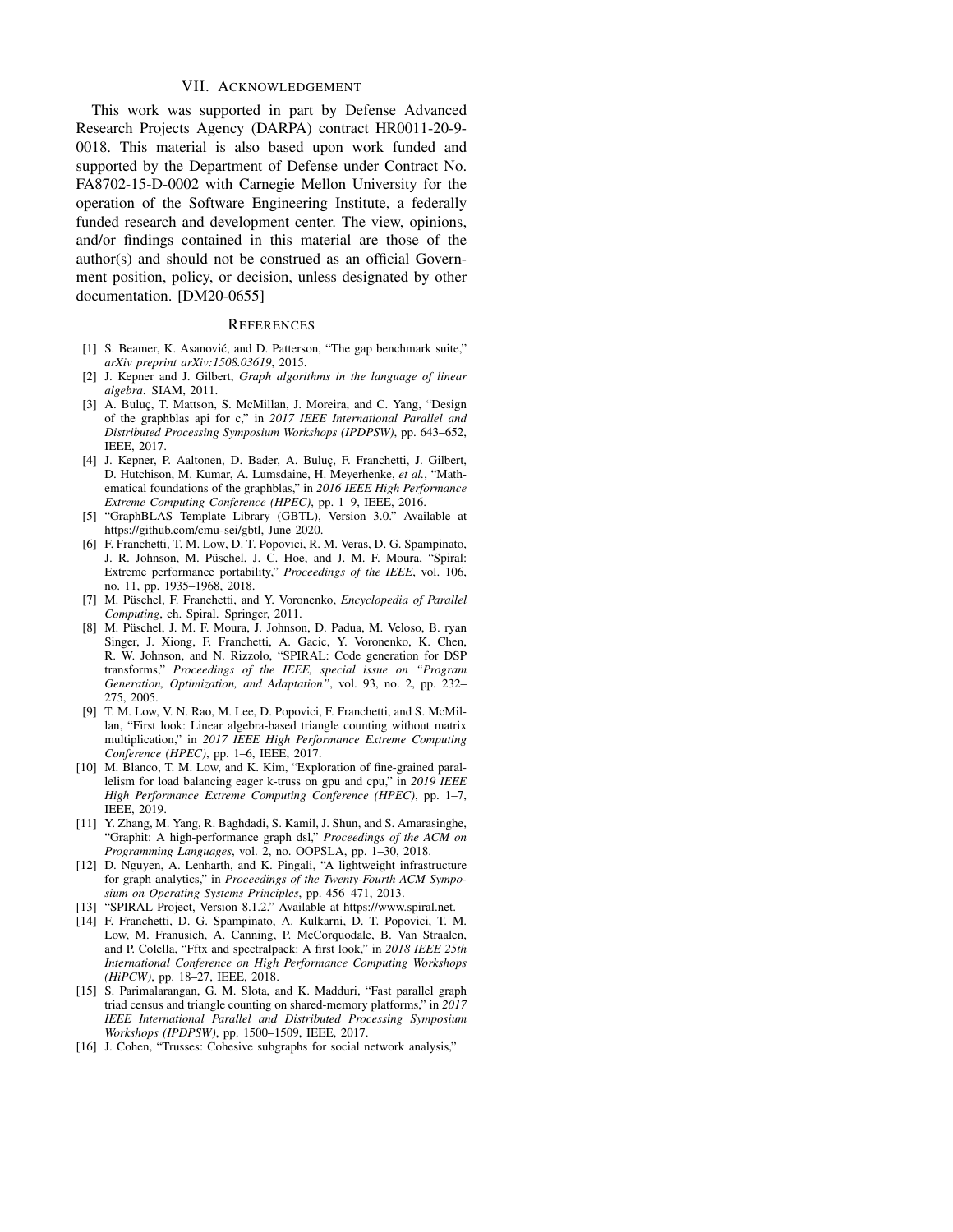## VII. Acknowledgement

This work was supported in part by Defense Advanced Research Projects Agency (DARPA) contract HR0011-20-9-0018. This material is also based upon work funded and supported by the Department of Defense under Contract No. FA8702-15-D-0002 with Carnegie Mellon University for the operation of the Software Engineering Institute, a federally funded research and development center. The view, opinions, and/or findings contained in this material are those of the author(s) and should not be construed as an official Government position, policy, or decision, unless designated by other documentation. [DM20-0655]

## References

[1] S. Beamer, K. Asanović, and D. Patterson, "The gap benchmark suite," *arXiv preprint arXiv:1508.03619*, 2015.

[2] J. Kepner and J. Gilbert, *Graph algorithms in the language of linear algebra*. SIAM, 2011.

[3] A. Buluç, T. Mattson, S. McMillan, J. Moreira, and C. Yang, "Design of the graphblas api for c," in *2017 IEEE International Parallel and Distributed Processing Symposium Workshops (IPDPSW)*, pp. 643–652, IEEE, 2017.

[4] J. Kepner, P. Aaltonen, D. Bader, A. Buluç, F. Franchetti, J. Gilbert, D. Hutchison, M. Kumar, A. Lumsdaine, H. Meyerhenke, *et al.*, "Mathematical foundations of the graphblas," in *2016 IEEE High Performance Extreme Computing Conference (HPEC)*, pp. 1–9, IEEE, 2016.

[5] "GraphBLAS Template Library (GBTL), Version 3.0." Available at https://github.com/cmu-sei/gbtl, June 2020.

[6] F. Franchetti, T. M. Low, D. T. Popovici, R. M. Veras, D. G. Spampinato, J. R. Johnson, M. Püschel, J. C. Hoe, and J. M. F. Moura, "Spiral: Extreme performance portability," *Proceedings of the IEEE*, vol. 106, no. 11, pp. 1935–1968, 2018.

[7] M. Püschel, F. Franchetti, and Y. Voronenko, *Encyclopedia of Parallel Computing*, ch. Spiral. Springer, 2011.

[8] M. Püschel, J. M. F. Moura, J. Johnson, D. Padua, M. Veloso, B. ryan Singer, J. Xiong, F. Franchetti, A. Gacic, Y. Voronenko, K. Chen, R. W. Johnson, and N. Rizzolo, "SPIRAL: Code generation for DSP transforms," *Proceedings of the IEEE, special issue on "Program Generation, Optimization, and Adaptation"*, vol. 93, no. 2, pp. 232–275, 2005.

[9] T. M. Low, V. N. Rao, M. Lee, D. Popovici, F. Franchetti, and S. McMillan, "First look: Linear algebra-based triangle counting without matrix multiplication," in *2017 IEEE High Performance Extreme Computing Conference (HPEC)*, pp. 1–6, IEEE, 2017.

[10] M. Blanco, T. M. Low, and K. Kim, "Exploration of fine-grained parallelism for load balancing eager k-truss on gpu and cpu," in *2019 IEEE High Performance Extreme Computing Conference (HPEC)*, pp. 1–7, IEEE, 2019.

[11] Y. Zhang, M. Yang, R. Baghdadi, S. Kamil, J. Shun, and S. Amarasinghe, "Graphit: A high-performance graph dsl," *Proceedings of the ACM on Programming Languages*, vol. 2, no. OOPSLA, pp. 1–30, 2018.

[12] D. Nguyen, A. Lenharth, and K. Pingali, "A lightweight infrastructure for graph analytics," in *Proceedings of the Twenty-Fourth ACM Symposium on Operating Systems Principles*, pp. 456–471, 2013.

[13] "SPIRAL Project, Version 8.1.2." Available at https://www.spiral.net.

[14] F. Franchetti, D. G. Spampinato, A. Kulkarni, D. T. Popovici, T. M. Low, M. Franusich, A. Canning, P. McCorquodale, B. Van Straalen, and P. Colella, "Fftx and spectralpack: A first look," in *2018 IEEE 25th International Conference on High Performance Computing Workshops (HiPCW)*, pp. 18–27, IEEE, 2018.

[15] S. Parimalarangan, G. M. Slota, and K. Madduri, "Fast parallel graph triad census and triangle counting on shared-memory platforms," in *2017 IEEE International Parallel and Distributed Processing Symposium Workshops (IPDPSW)*, pp. 1500–1509, IEEE, 2017.

[16] J. Cohen, "Trusses: Cohesive subgraphs for social network analysis,"